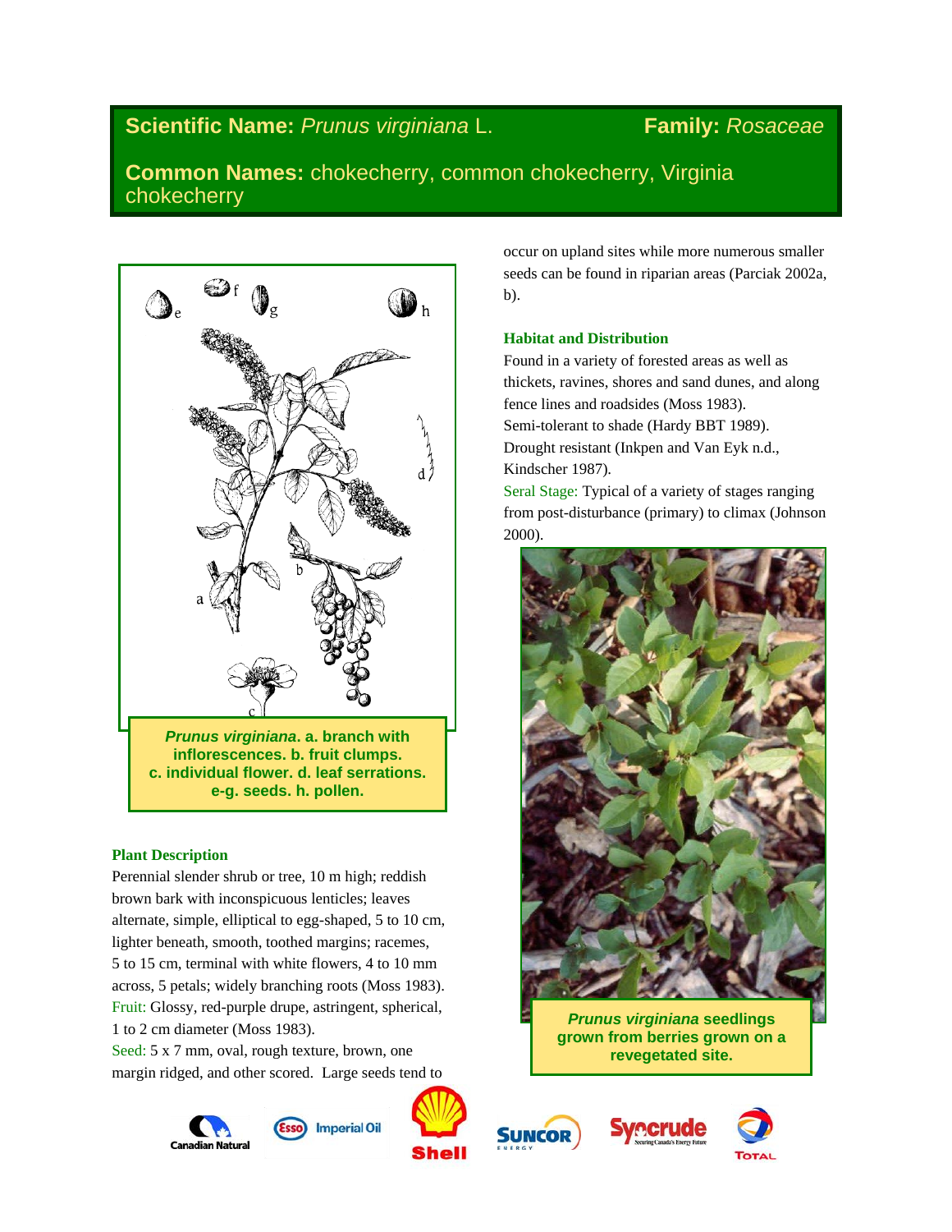## **Scientific Name:** *Prunus virginiana* L. **Family:** *Rosaceae*

## **Common Names:** chokecherry, common chokecherry, Virginia chokecherry

***Prunus virginiana*. a. branch with inflorescences. b. fruit clumps. c. individual flower. d. leaf serrations. e-g. seeds. h. pollen.**

### Plant Description

Perennial slender shrub or tree, 10 m high; reddish brown bark with inconspicuous lenticles; leaves alternate, simple, elliptical to egg-shaped, 5 to 10 cm, lighter beneath, smooth, toothed margins; racemes, 5 to 15 cm, terminal with white flowers, 4 to 10 mm across, 5 petals; widely branching roots (Moss 1983).

Fruit: Glossy, red-purple drupe, astringent, spherical, 1 to 2 cm diameter (Moss 1983).

Seed: 5 x 7 mm, oval, rough texture, brown, one margin ridged, and other scored. Large seeds tend to occur on upland sites while more numerous smaller seeds can be found in riparian areas (Parciak 2002a, b).

### Habitat and Distribution

Found in a variety of forested areas as well as thickets, ravines, shores and sand dunes, and along fence lines and roadsides (Moss 1983).

Semi-tolerant to shade (Hardy BBT 1989).

Drought resistant (Inkpen and Van Eyk n.d., Kindscher 1987).

Seral Stage: Typical of a variety of stages ranging from post-disturbance (primary) to climax (Johnson 2000).

***Prunus virginiana* seedlings grown from berries grown on a revegetated site.**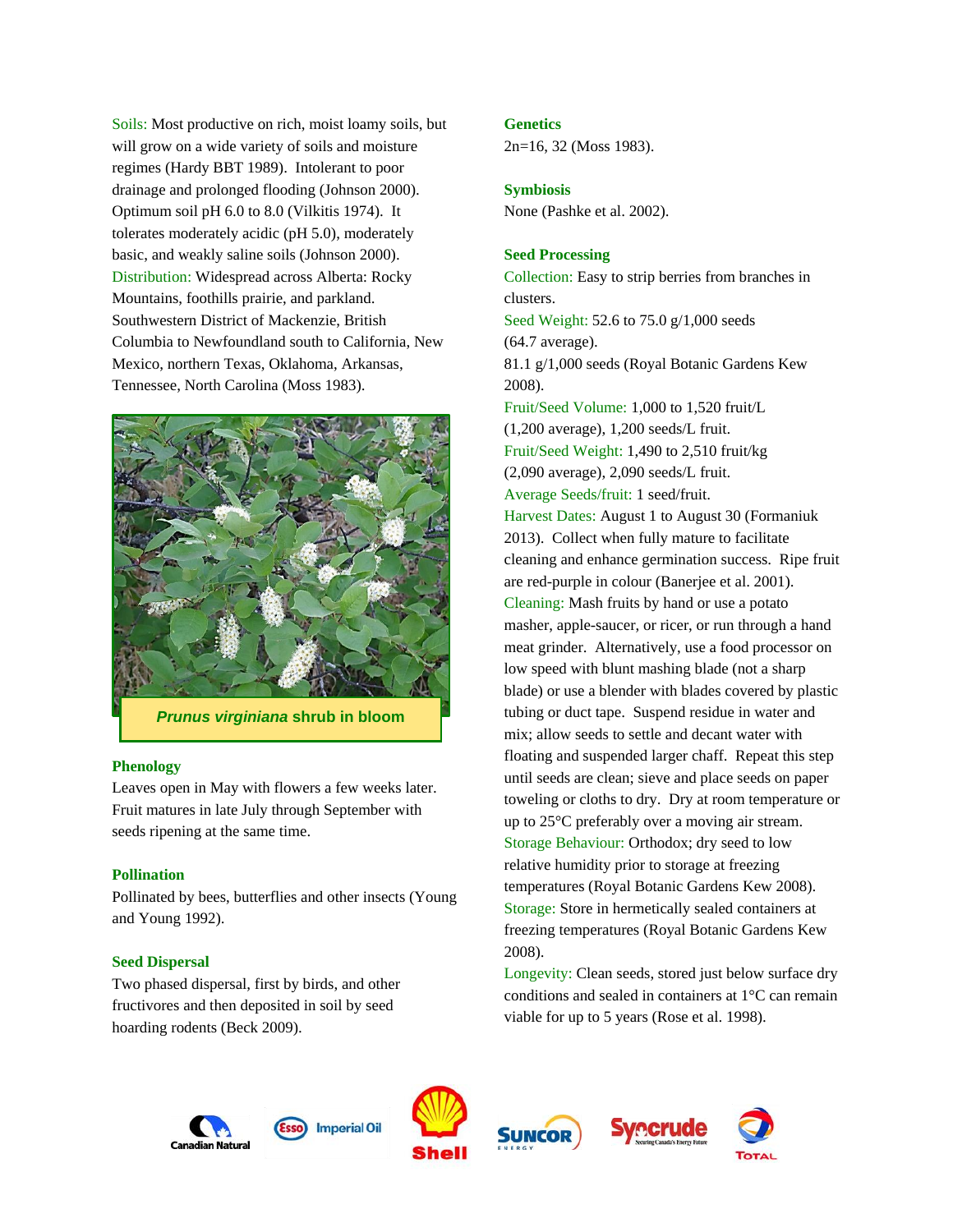Soils: Most productive on rich, moist loamy soils, but will grow on a wide variety of soils and moisture regimes (Hardy BBT 1989). Intolerant to poor drainage and prolonged flooding (Johnson 2000). Optimum soil pH 6.0 to 8.0 (Vilkitis 1974). It tolerates moderately acidic (pH 5.0), moderately basic, and weakly saline soils (Johnson 2000).
Distribution: Widespread across Alberta: Rocky Mountains, foothills prairie, and parkland. Southwestern District of Mackenzie, British Columbia to Newfoundland south to California, New Mexico, northern Texas, Oklahoma, Arkansas, Tennessee, North Carolina (Moss 1983).

***Prunus virginiana* shrub in bloom**

### Phenology

Leaves open in May with flowers a few weeks later. Fruit matures in late July through September with seeds ripening at the same time.

### Pollination

Pollinated by bees, butterflies and other insects (Young and Young 1992).

### Seed Dispersal

Two phased dispersal, first by birds, and other fructivores and then deposited in soil by seed hoarding rodents (Beck 2009).

### Genetics

2n=16, 32 (Moss 1983).

### Symbiosis

None (Pashke et al. 2002).

### Seed Processing

Collection: Easy to strip berries from branches in clusters.
Seed Weight: 52.6 to 75.0 g/1,000 seeds (64.7 average).
81.1 g/1,000 seeds (Royal Botanic Gardens Kew 2008).
Fruit/Seed Volume: 1,000 to 1,520 fruit/L (1,200 average), 1,200 seeds/L fruit.
Fruit/Seed Weight: 1,490 to 2,510 fruit/kg (2,090 average), 2,090 seeds/L fruit.
Average Seeds/fruit: 1 seed/fruit.
Harvest Dates: August 1 to August 30 (Formaniuk 2013). Collect when fully mature to facilitate cleaning and enhance germination success. Ripe fruit are red-purple in colour (Banerjee et al. 2001).
Cleaning: Mash fruits by hand or use a potato masher, apple-saucer, or ricer, or run through a hand meat grinder. Alternatively, use a food processor on low speed with blunt mashing blade (not a sharp blade) or use a blender with blades covered by plastic tubing or duct tape. Suspend residue in water and mix; allow seeds to settle and decant water with floating and suspended larger chaff. Repeat this step until seeds are clean; sieve and place seeds on paper toweling or cloths to dry. Dry at room temperature or up to 25°C preferably over a moving air stream.
Storage Behaviour: Orthodox; dry seed to low relative humidity prior to storage at freezing temperatures (Royal Botanic Gardens Kew 2008).
Storage: Store in hermetically sealed containers at freezing temperatures (Royal Botanic Gardens Kew 2008).
Longevity: Clean seeds, stored just below surface dry conditions and sealed in containers at 1°C can remain viable for up to 5 years (Rose et al. 1998).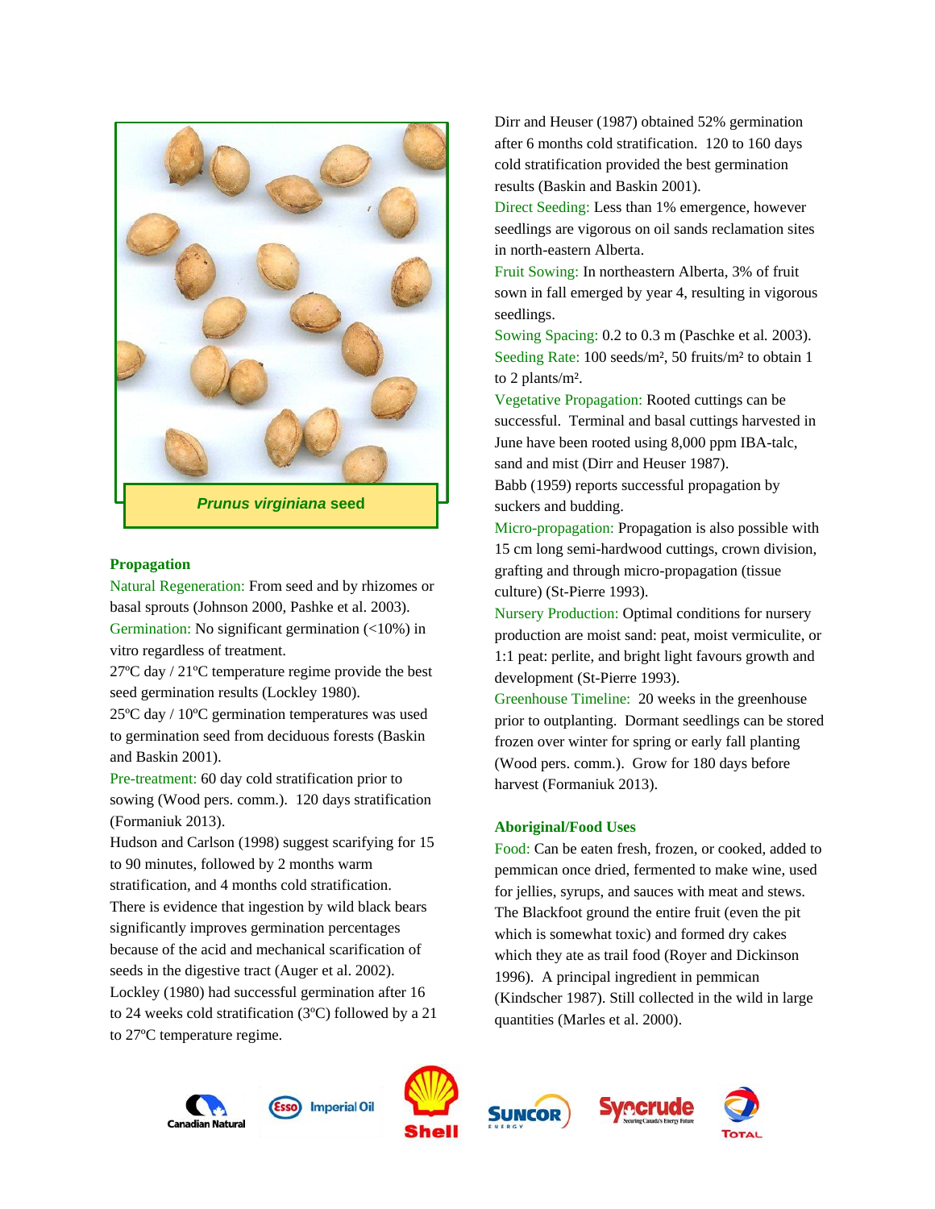*Prunus virginiana* seed

## Propagation

Natural Regeneration: From seed and by rhizomes or basal sprouts (Johnson 2000, Pashke et al. 2003).

Germination: No significant germination (<10%) in vitro regardless of treatment.

27ºC day / 21ºC temperature regime provide the best seed germination results (Lockley 1980).

25ºC day / 10ºC germination temperatures was used to germination seed from deciduous forests (Baskin and Baskin 2001).

Pre-treatment: 60 day cold stratification prior to sowing (Wood pers. comm.). 120 days stratification (Formaniuk 2013).

Hudson and Carlson (1998) suggest scarifying for 15 to 90 minutes, followed by 2 months warm stratification, and 4 months cold stratification.

There is evidence that ingestion by wild black bears significantly improves germination percentages because of the acid and mechanical scarification of seeds in the digestive tract (Auger et al. 2002).

Lockley (1980) had successful germination after 16 to 24 weeks cold stratification (3ºC) followed by a 21 to 27ºC temperature regime.

Dirr and Heuser (1987) obtained 52% germination after 6 months cold stratification. 120 to 160 days cold stratification provided the best germination results (Baskin and Baskin 2001).

Direct Seeding: Less than 1% emergence, however seedlings are vigorous on oil sands reclamation sites in north-eastern Alberta.

Fruit Sowing: In northeastern Alberta, 3% of fruit sown in fall emerged by year 4, resulting in vigorous seedlings.

Sowing Spacing: 0.2 to 0.3 m (Paschke et al. 2003).

Seeding Rate: 100 seeds/m², 50 fruits/m² to obtain 1 to 2 plants/m².

Vegetative Propagation: Rooted cuttings can be successful. Terminal and basal cuttings harvested in June have been rooted using 8,000 ppm IBA-talc, sand and mist (Dirr and Heuser 1987).

Babb (1959) reports successful propagation by suckers and budding.

Micro-propagation: Propagation is also possible with 15 cm long semi-hardwood cuttings, crown division, grafting and through micro-propagation (tissue culture) (St-Pierre 1993).

Nursery Production: Optimal conditions for nursery production are moist sand: peat, moist vermiculite, or 1:1 peat: perlite, and bright light favours growth and development (St-Pierre 1993).

Greenhouse Timeline: 20 weeks in the greenhouse prior to outplanting. Dormant seedlings can be stored frozen over winter for spring or early fall planting (Wood pers. comm.). Grow for 180 days before harvest (Formaniuk 2013).

## Aboriginal/Food Uses

Food: Can be eaten fresh, frozen, or cooked, added to pemmican once dried, fermented to make wine, used for jellies, syrups, and sauces with meat and stews. The Blackfoot ground the entire fruit (even the pit which is somewhat toxic) and formed dry cakes which they ate as trail food (Royer and Dickinson 1996). A principal ingredient in pemmican (Kindscher 1987). Still collected in the wild in large quantities (Marles et al. 2000).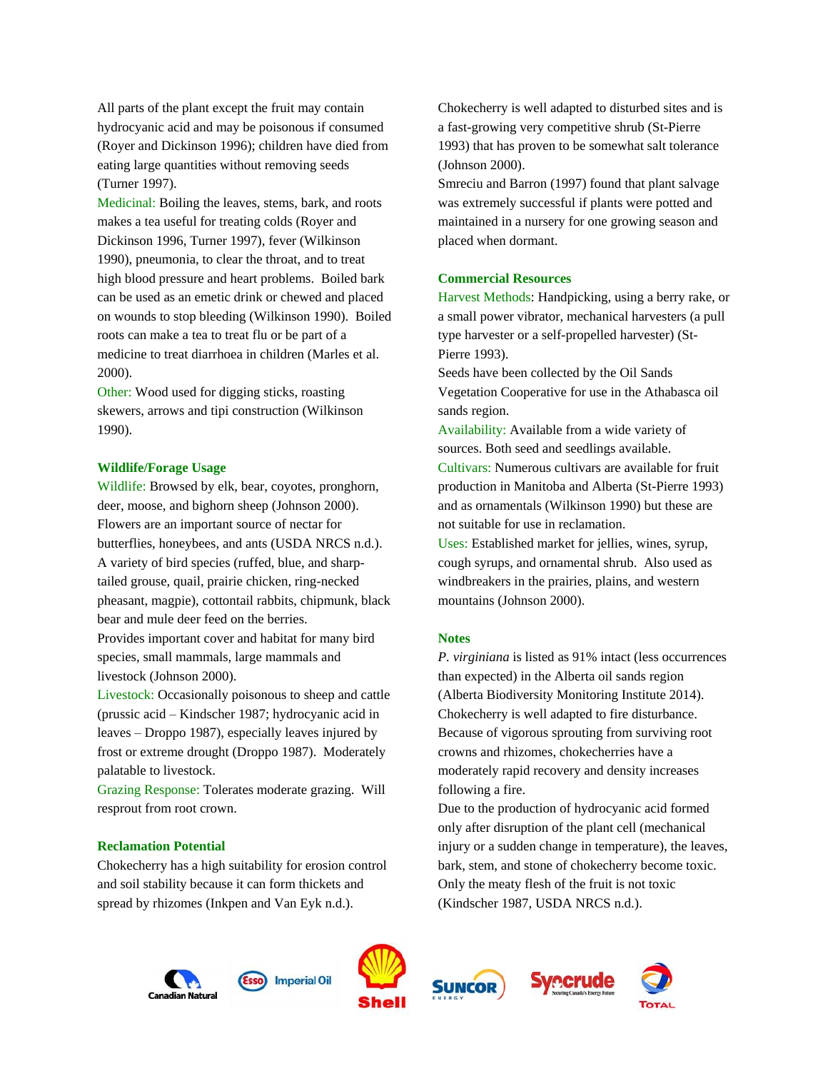All parts of the plant except the fruit may contain hydrocyanic acid and may be poisonous if consumed (Royer and Dickinson 1996); children have died from eating large quantities without removing seeds (Turner 1997).

Medicinal: Boiling the leaves, stems, bark, and roots makes a tea useful for treating colds (Royer and Dickinson 1996, Turner 1997), fever (Wilkinson 1990), pneumonia, to clear the throat, and to treat high blood pressure and heart problems. Boiled bark can be used as an emetic drink or chewed and placed on wounds to stop bleeding (Wilkinson 1990). Boiled roots can make a tea to treat flu or be part of a medicine to treat diarrhoea in children (Marles et al. 2000).

Other: Wood used for digging sticks, roasting skewers, arrows and tipi construction (Wilkinson 1990).

## Wildlife/Forage Usage

Wildlife: Browsed by elk, bear, coyotes, pronghorn, deer, moose, and bighorn sheep (Johnson 2000). Flowers are an important source of nectar for butterflies, honeybees, and ants (USDA NRCS n.d.). A variety of bird species (ruffed, blue, and sharp-tailed grouse, quail, prairie chicken, ring-necked pheasant, magpie), cottontail rabbits, chipmunk, black bear and mule deer feed on the berries.

Provides important cover and habitat for many bird species, small mammals, large mammals and livestock (Johnson 2000).

Livestock: Occasionally poisonous to sheep and cattle (prussic acid – Kindscher 1987; hydrocyanic acid in leaves – Droppo 1987), especially leaves injured by frost or extreme drought (Droppo 1987). Moderately palatable to livestock.

Grazing Response: Tolerates moderate grazing. Will resprout from root crown.

## Reclamation Potential

Chokecherry has a high suitability for erosion control and soil stability because it can form thickets and spread by rhizomes (Inkpen and Van Eyk n.d.).

Chokecherry is well adapted to disturbed sites and is a fast-growing very competitive shrub (St-Pierre 1993) that has proven to be somewhat salt tolerance (Johnson 2000).

Smreciu and Barron (1997) found that plant salvage was extremely successful if plants were potted and maintained in a nursery for one growing season and placed when dormant.

## Commercial Resources

Harvest Methods: Handpicking, using a berry rake, or a small power vibrator, mechanical harvesters (a pull type harvester or a self-propelled harvester) (St-Pierre 1993).

Seeds have been collected by the Oil Sands Vegetation Cooperative for use in the Athabasca oil sands region.

Availability: Available from a wide variety of sources. Both seed and seedlings available.

Cultivars: Numerous cultivars are available for fruit production in Manitoba and Alberta (St-Pierre 1993) and as ornamentals (Wilkinson 1990) but these are not suitable for use in reclamation.

Uses: Established market for jellies, wines, syrup, cough syrups, and ornamental shrub. Also used as windbreakers in the prairies, plains, and western mountains (Johnson 2000).

## Notes

*P. virginiana* is listed as 91% intact (less occurrences than expected) in the Alberta oil sands region (Alberta Biodiversity Monitoring Institute 2014).

Chokecherry is well adapted to fire disturbance. Because of vigorous sprouting from surviving root crowns and rhizomes, chokecherries have a moderately rapid recovery and density increases following a fire.

Due to the production of hydrocyanic acid formed only after disruption of the plant cell (mechanical injury or a sudden change in temperature), the leaves, bark, stem, and stone of chokecherry become toxic. Only the meaty flesh of the fruit is not toxic (Kindscher 1987, USDA NRCS n.d.).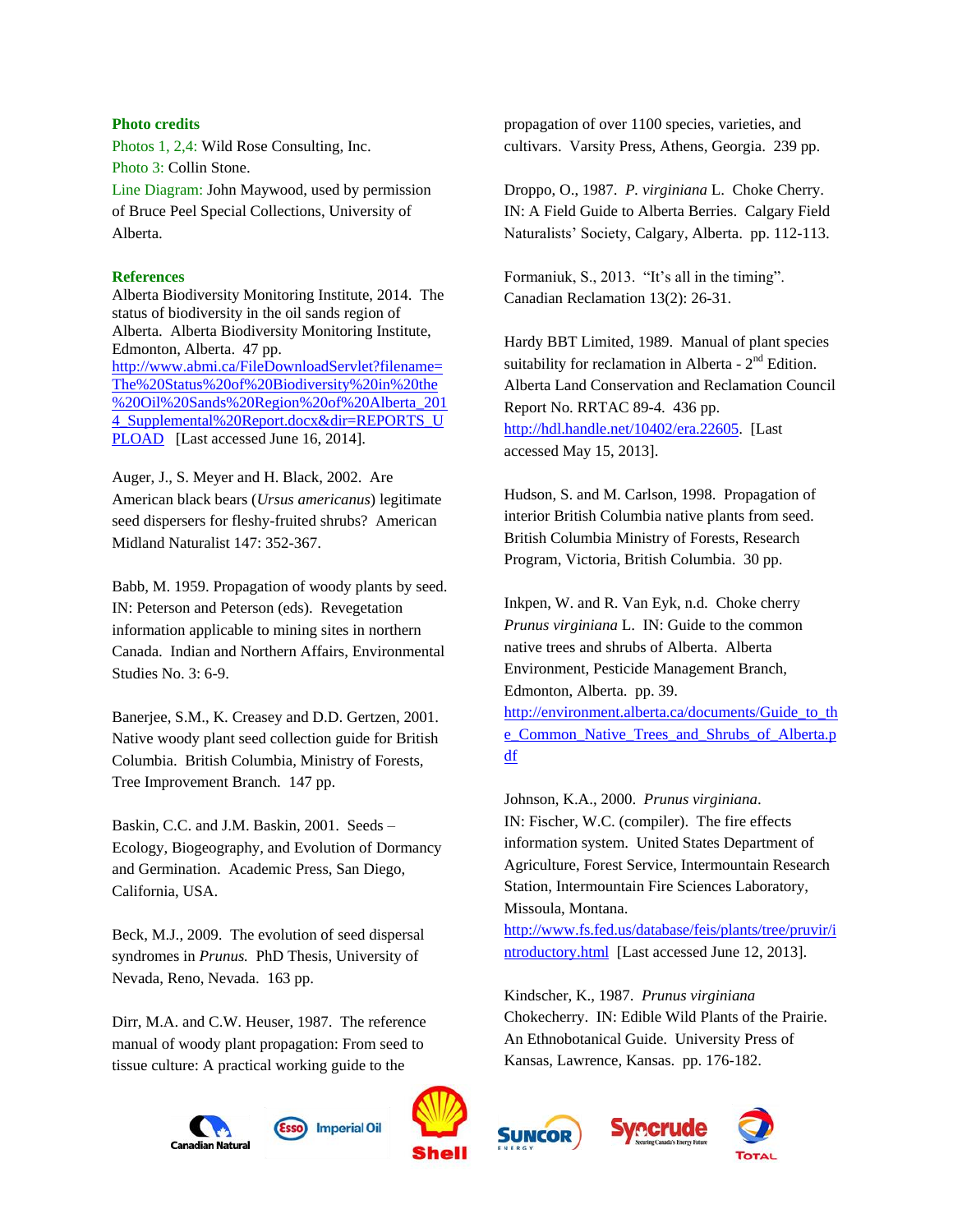**Photo credits**

Photos 1, 2,4: Wild Rose Consulting, Inc.
Photo 3: Collin Stone.
Line Diagram: John Maywood, used by permission of Bruce Peel Special Collections, University of Alberta.

**References**

Alberta Biodiversity Monitoring Institute, 2014. The status of biodiversity in the oil sands region of Alberta. Alberta Biodiversity Monitoring Institute, Edmonton, Alberta. 47 pp. http://www.abmi.ca/FileDownloadServlet?filename=The%20Status%20of%20Biodiversity%20in%20the%20Oil%20Sands%20Region%20of%20Alberta_2014_Supplemental%20Report.docx&dir=REPORTS_UPLOAD [Last accessed June 16, 2014].

Auger, J., S. Meyer and H. Black, 2002. Are American black bears (*Ursus americanus*) legitimate seed dispersers for fleshy-fruited shrubs? American Midland Naturalist 147: 352-367.

Babb, M. 1959. Propagation of woody plants by seed. IN: Peterson and Peterson (eds). Revegetation information applicable to mining sites in northern Canada. Indian and Northern Affairs, Environmental Studies No. 3: 6-9.

Banerjee, S.M., K. Creasey and D.D. Gertzen, 2001. Native woody plant seed collection guide for British Columbia. British Columbia, Ministry of Forests, Tree Improvement Branch. 147 pp.

Baskin, C.C. and J.M. Baskin, 2001. Seeds – Ecology, Biogeography, and Evolution of Dormancy and Germination. Academic Press, San Diego, California, USA.

Beck, M.J., 2009. The evolution of seed dispersal syndromes in *Prunus.* PhD Thesis, University of Nevada, Reno, Nevada. 163 pp.

Dirr, M.A. and C.W. Heuser, 1987. The reference manual of woody plant propagation: From seed to tissue culture: A practical working guide to the propagation of over 1100 species, varieties, and cultivars. Varsity Press, Athens, Georgia. 239 pp.

Droppo, O., 1987. *P. virginiana* L. Choke Cherry. IN: A Field Guide to Alberta Berries. Calgary Field Naturalists' Society, Calgary, Alberta. pp. 112-113.

Formaniuk, S., 2013. "It's all in the timing". Canadian Reclamation 13(2): 26-31.

Hardy BBT Limited, 1989. Manual of plant species suitability for reclamation in Alberta - 2nd Edition. Alberta Land Conservation and Reclamation Council Report No. RRTAC 89-4. 436 pp. http://hdl.handle.net/10402/era.22605. [Last accessed May 15, 2013].

Hudson, S. and M. Carlson, 1998. Propagation of interior British Columbia native plants from seed. British Columbia Ministry of Forests, Research Program, Victoria, British Columbia. 30 pp.

Inkpen, W. and R. Van Eyk, n.d. Choke cherry *Prunus virginiana* L. IN: Guide to the common native trees and shrubs of Alberta. Alberta Environment, Pesticide Management Branch, Edmonton, Alberta. pp. 39. http://environment.alberta.ca/documents/Guide_to_the_Common_Native_Trees_and_Shrubs_of_Alberta.pdf

Johnson, K.A., 2000. *Prunus virginiana*. IN: Fischer, W.C. (compiler). The fire effects information system. United States Department of Agriculture, Forest Service, Intermountain Research Station, Intermountain Fire Sciences Laboratory, Missoula, Montana. http://www.fs.fed.us/database/feis/plants/tree/pruvir/introductory.html [Last accessed June 12, 2013].

Kindscher, K., 1987. *Prunus virginiana* Chokecherry. IN: Edible Wild Plants of the Prairie. An Ethnobotanical Guide. University Press of Kansas, Lawrence, Kansas. pp. 176-182.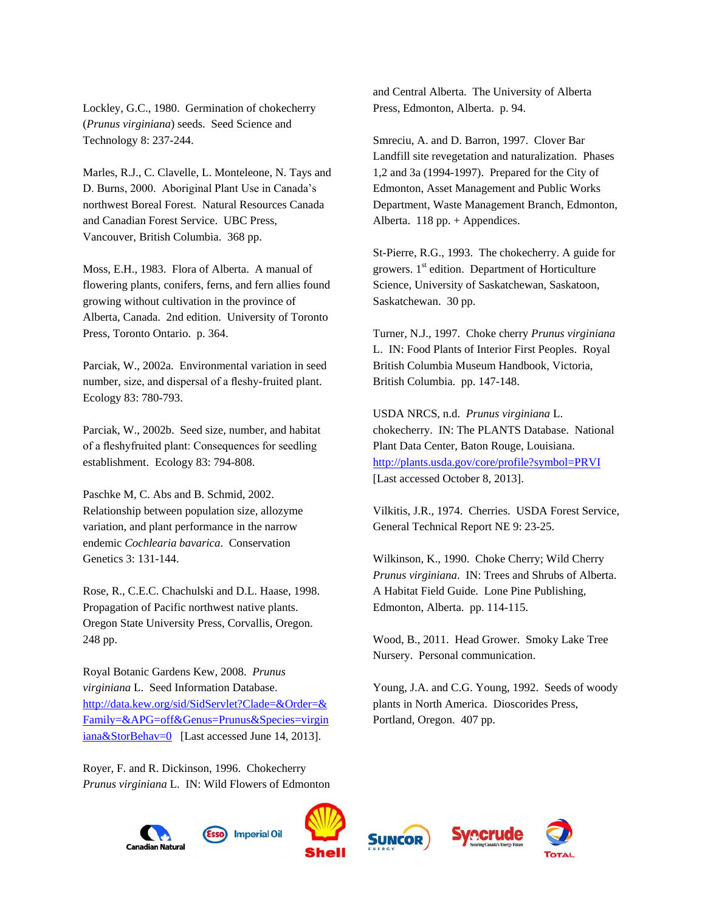Lockley, G.C., 1980. Germination of chokecherry (*Prunus virginiana*) seeds. Seed Science and Technology 8: 237-244.

Marles, R.J., C. Clavelle, L. Monteleone, N. Tays and D. Burns, 2000. Aboriginal Plant Use in Canada's northwest Boreal Forest. Natural Resources Canada and Canadian Forest Service. UBC Press, Vancouver, British Columbia. 368 pp.

Moss, E.H., 1983. Flora of Alberta. A manual of flowering plants, conifers, ferns, and fern allies found growing without cultivation in the province of Alberta, Canada. 2nd edition. University of Toronto Press, Toronto Ontario. p. 364.

Parciak, W., 2002a. Environmental variation in seed number, size, and dispersal of a fleshy-fruited plant. Ecology 83: 780-793.

Parciak, W., 2002b. Seed size, number, and habitat of a fleshyfruited plant: Consequences for seedling establishment. Ecology 83: 794-808.

Paschke M, C. Abs and B. Schmid, 2002. Relationship between population size, allozyme variation, and plant performance in the narrow endemic *Cochlearia bavarica*. Conservation Genetics 3: 131-144.

Rose, R., C.E.C. Chachulski and D.L. Haase, 1998. Propagation of Pacific northwest native plants. Oregon State University Press, Corvallis, Oregon. 248 pp.

Royal Botanic Gardens Kew, 2008. *Prunus virginiana* L. Seed Information Database. http://data.kew.org/sid/SidServlet?Clade=&Order=&Family=&APG=off&Genus=Prunus&Species=virginiana&StorBehav=0 [Last accessed June 14, 2013].

Royer, F. and R. Dickinson, 1996. Chokecherry *Prunus virginiana* L. IN: Wild Flowers of Edmonton and Central Alberta. The University of Alberta Press, Edmonton, Alberta. p. 94.

Smreciu, A. and D. Barron, 1997. Clover Bar Landfill site revegetation and naturalization. Phases 1,2 and 3a (1994-1997). Prepared for the City of Edmonton, Asset Management and Public Works Department, Waste Management Branch, Edmonton, Alberta. 118 pp. + Appendices.

St-Pierre, R.G., 1993. The chokecherry. A guide for growers. 1st edition. Department of Horticulture Science, University of Saskatchewan, Saskatoon, Saskatchewan. 30 pp.

Turner, N.J., 1997. Choke cherry *Prunus virginiana* L. IN: Food Plants of Interior First Peoples. Royal British Columbia Museum Handbook, Victoria, British Columbia. pp. 147-148.

USDA NRCS, n.d. *Prunus virginiana* L. chokecherry. IN: The PLANTS Database. National Plant Data Center, Baton Rouge, Louisiana. http://plants.usda.gov/core/profile?symbol=PRVI [Last accessed October 8, 2013].

Vilkitis, J.R., 1974. Cherries. USDA Forest Service, General Technical Report NE 9: 23-25.

Wilkinson, K., 1990. Choke Cherry; Wild Cherry *Prunus virginiana*. IN: Trees and Shrubs of Alberta. A Habitat Field Guide. Lone Pine Publishing, Edmonton, Alberta. pp. 114-115.

Wood, B., 2011. Head Grower. Smoky Lake Tree Nursery. Personal communication.

Young, J.A. and C.G. Young, 1992. Seeds of woody plants in North America. Dioscorides Press, Portland, Oregon. 407 pp.